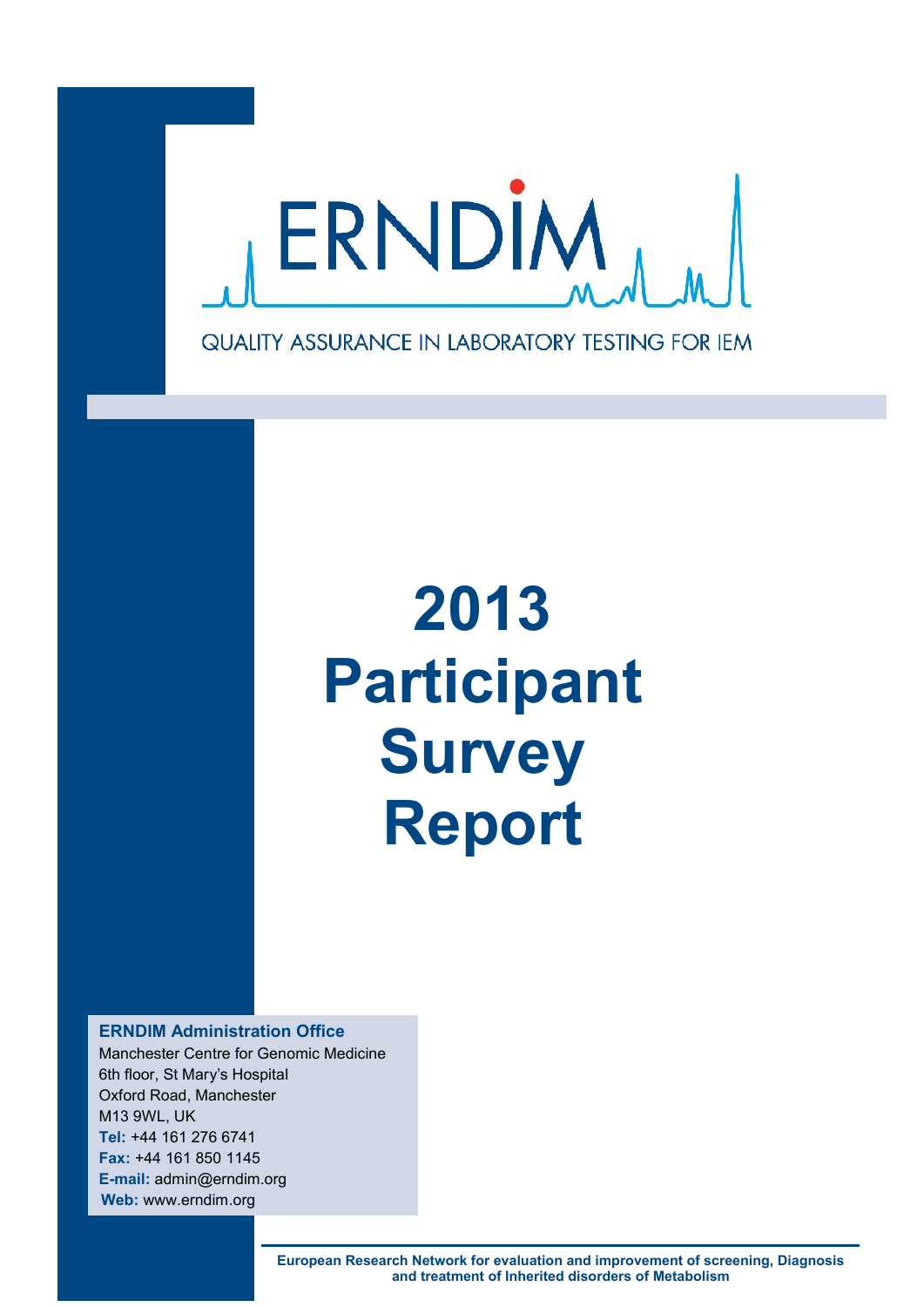ERNDIM

QUALITY ASSURANCE IN LABORATORY TESTING FOR IEM

# 2013 Participant Survey Report

**ERNDIM Administration Office**
Manchester Centre for Genomic Medicine
6th floor, St Mary's Hospital
Oxford Road, Manchester
M13 9WL, UK
**Tel:** +44 161 276 6741
**Fax:** +44 161 850 1145
**E-mail:** admin@erndim.org
**Web:** www.erndim.org

**European Research Network for evaluation and improvement of screening, Diagnosis and treatment of Inherited disorders of Metabolism**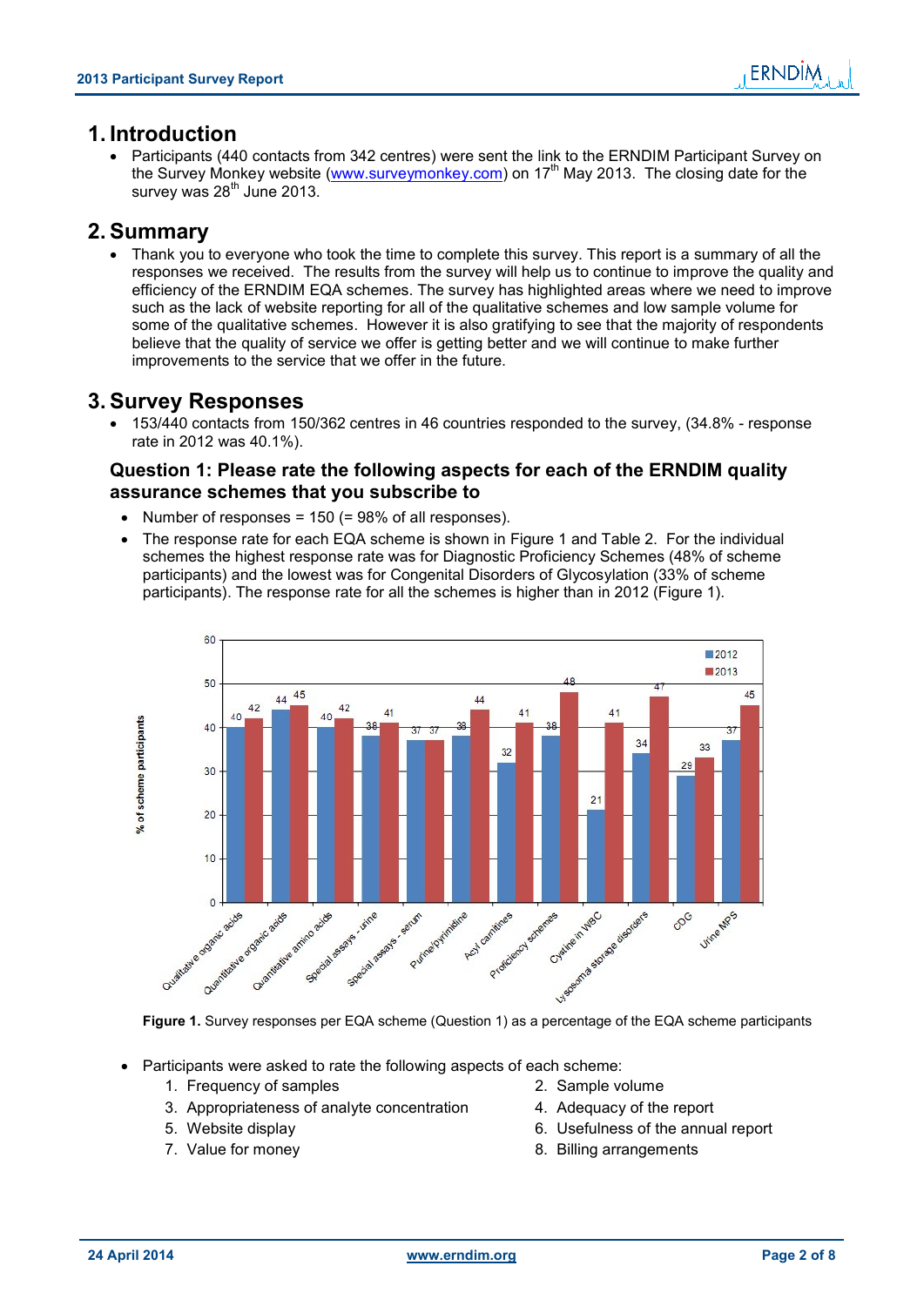# 1. Introduction

- Participants (440 contacts from 342 centres) were sent the link to the ERNDIM Participant Survey on the Survey Monkey website (www.surveymonkey.com) on 17th May 2013. The closing date for the survey was 28th June 2013.

# 2. Summary

- Thank you to everyone who took the time to complete this survey. This report is a summary of all the responses we received. The results from the survey will help us to continue to improve the quality and efficiency of the ERNDIM EQA schemes. The survey has highlighted areas where we need to improve such as the lack of website reporting for all of the qualitative schemes and low sample volume for some of the qualitative schemes. However it is also gratifying to see that the majority of respondents believe that the quality of service we offer is getting better and we will continue to make further improvements to the service that we offer in the future.

# 3. Survey Responses

- 153/440 contacts from 150/362 centres in 46 countries responded to the survey, (34.8% - response rate in 2012 was 40.1%).

## Question 1: Please rate the following aspects for each of the ERNDIM quality assurance schemes that you subscribe to

- Number of responses = 150 (= 98% of all responses).
- The response rate for each EQA scheme is shown in Figure 1 and Table 2. For the individual schemes the highest response rate was for Diagnostic Proficiency Schemes (48% of scheme participants) and the lowest was for Congenital Disorders of Glycosylation (33% of scheme participants). The response rate for all the schemes is higher than in 2012 (Figure 1).

| Scheme | 2012 | 2013 |
|---|---|---|
| Qualitative organic acids | 40 | 42 |
| Quantitative organic acids | 44 | 45 |
| Quantitative amino acids | 40 | 42 |
| Special assays - urine | 38 | 41 |
| Special assays - serum | 37 | 37 |
| Purine/pyrimidine | 38 | 44 |
| Acyl carnitines | 32 | 41 |
| Proficiency schemes | 38 | 48 |
| Cystine in WBC | 21 | 41 |
| Lysosoma storage disorders | 34 | 47 |
| CDG | 29 | 33 |
| Urine MPS | 37 | 45 |

**Figure 1.** Survey responses per EQA scheme (Question 1) as a percentage of the EQA scheme participants

- Participants were asked to rate the following aspects of each scheme:
  1. Frequency of samples
  2. Sample volume
  3. Appropriateness of analyte concentration
  4. Adequacy of the report
  5. Website display
  6. Usefulness of the annual report
  7. Value for money
  8. Billing arrangements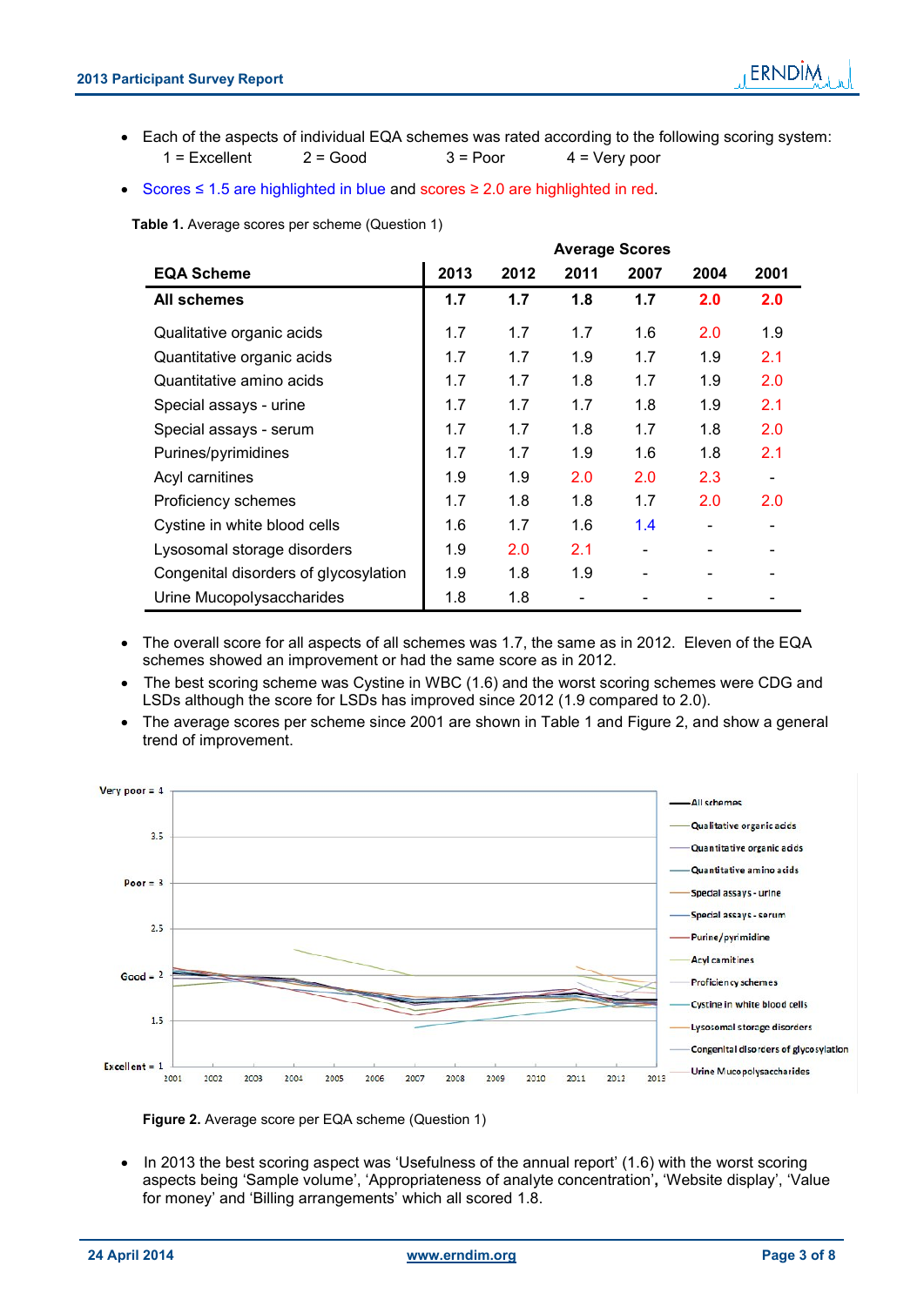- Each of the aspects of individual EQA schemes was rated according to the following scoring system:
  1 = Excellent    2 = Good    3 = Poor    4 = Very poor
- Scores ≤ 1.5 are highlighted in blue and scores ≥ 2.0 are highlighted in red.

**Table 1.** Average scores per scheme (Question 1)

| | Average Scores | | | | | |
|---|---|---|---|---|---|---|
| **EQA Scheme** | **2013** | **2012** | **2011** | **2007** | **2004** | **2001** |
| **All schemes** | **1.7** | **1.7** | **1.8** | **1.7** | **2.0** | **2.0** |
| Qualitative organic acids | 1.7 | 1.7 | 1.7 | 1.6 | 2.0 | 1.9 |
| Quantitative organic acids | 1.7 | 1.7 | 1.9 | 1.7 | 1.9 | 2.1 |
| Quantitative amino acids | 1.7 | 1.7 | 1.8 | 1.7 | 1.9 | 2.0 |
| Special assays - urine | 1.7 | 1.7 | 1.7 | 1.8 | 1.9 | 2.1 |
| Special assays - serum | 1.7 | 1.7 | 1.8 | 1.7 | 1.8 | 2.0 |
| Purines/pyrimidines | 1.7 | 1.7 | 1.9 | 1.6 | 1.8 | 2.1 |
| Acyl carnitines | 1.9 | 1.9 | 2.0 | 2.0 | 2.3 | - |
| Proficiency schemes | 1.7 | 1.8 | 1.8 | 1.7 | 2.0 | 2.0 |
| Cystine in white blood cells | 1.6 | 1.7 | 1.6 | 1.4 | - | - |
| Lysosomal storage disorders | 1.9 | 2.0 | 2.1 | - | - | - |
| Congenital disorders of glycosylation | 1.9 | 1.8 | 1.9 | - | - | - |
| Urine Mucopolysaccharides | 1.8 | 1.8 | - | - | - | - |

- The overall score for all aspects of all schemes was 1.7, the same as in 2012. Eleven of the EQA schemes showed an improvement or had the same score as in 2012.
- The best scoring scheme was Cystine in WBC (1.6) and the worst scoring schemes were CDG and LSDs although the score for LSDs has improved since 2012 (1.9 compared to 2.0).
- The average scores per scheme since 2001 are shown in Table 1 and Figure 2, and show a general trend of improvement.

**Figure 2.** Average score per EQA scheme (Question 1)

- In 2013 the best scoring aspect was 'Usefulness of the annual report' (1.6) with the worst scoring aspects being 'Sample volume', 'Appropriateness of analyte concentration', 'Website display', 'Value for money' and 'Billing arrangements' which all scored 1.8.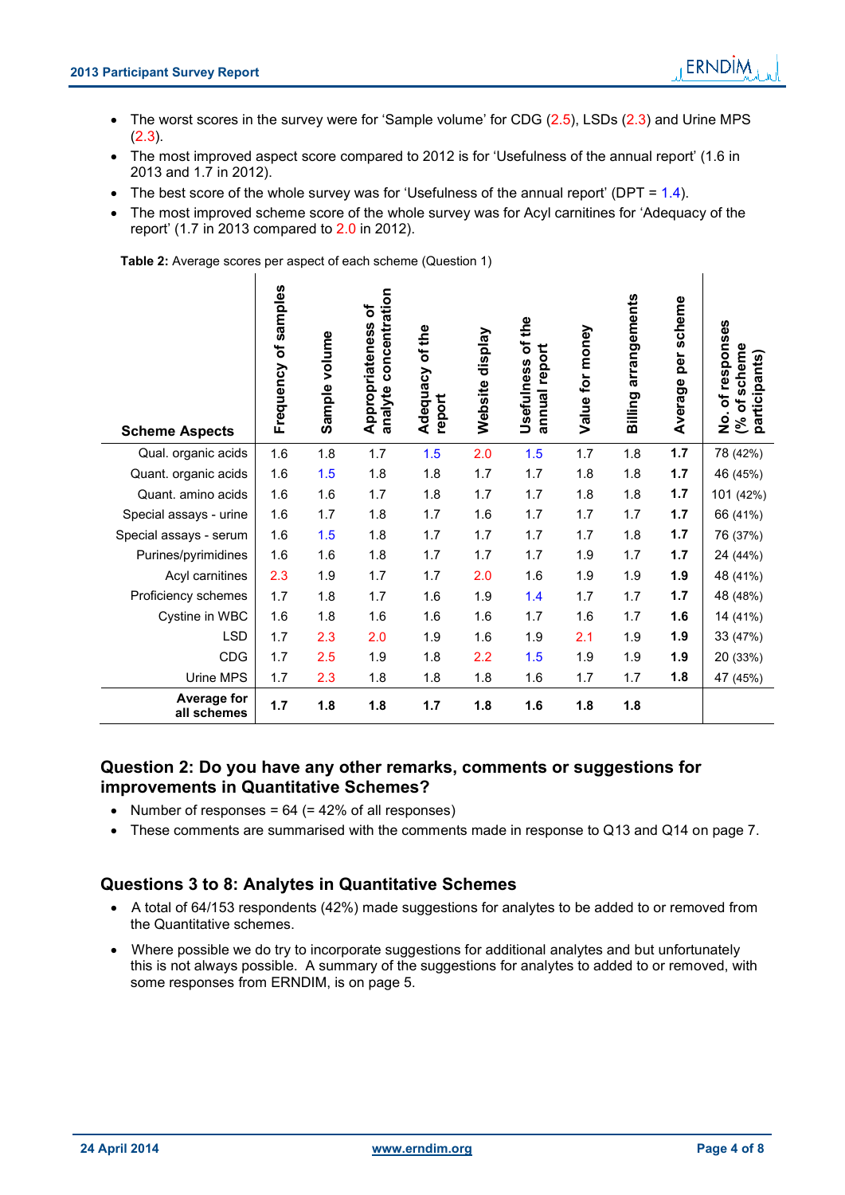- The worst scores in the survey were for 'Sample volume' for CDG (2.5), LSDs (2.3) and Urine MPS (2.3).
- The most improved aspect score compared to 2012 is for 'Usefulness of the annual report' (1.6 in 2013 and 1.7 in 2012).
- The best score of the whole survey was for 'Usefulness of the annual report' (DPT = 1.4).
- The most improved scheme score of the whole survey was for Acyl carnitines for 'Adequacy of the report' (1.7 in 2013 compared to 2.0 in 2012).

**Table 2:** Average scores per aspect of each scheme (Question 1)

| Scheme Aspects | Frequency of samples | Sample volume | Appropriateness of analyte concentration | Adequacy of the report | Website display | Usefulness of the annual report | Value for money | Billing arrangements | Average per scheme | No. of responses (% of scheme participants) |
|---|---|---|---|---|---|---|---|---|---|---|
| Qual. organic acids | 1.6 | 1.8 | 1.7 | 1.5 | 2.0 | 1.5 | 1.7 | 1.8 | **1.7** | 78 (42%) |
| Quant. organic acids | 1.6 | 1.5 | 1.8 | 1.8 | 1.7 | 1.7 | 1.8 | 1.8 | **1.7** | 46 (45%) |
| Quant. amino acids | 1.6 | 1.6 | 1.7 | 1.8 | 1.7 | 1.7 | 1.8 | 1.8 | **1.7** | 101 (42%) |
| Special assays - urine | 1.6 | 1.7 | 1.8 | 1.7 | 1.6 | 1.7 | 1.7 | 1.7 | **1.7** | 66 (41%) |
| Special assays - serum | 1.6 | 1.5 | 1.8 | 1.7 | 1.7 | 1.7 | 1.7 | 1.8 | **1.7** | 76 (37%) |
| Purines/pyrimidines | 1.6 | 1.6 | 1.8 | 1.7 | 1.7 | 1.7 | 1.9 | 1.7 | **1.7** | 24 (44%) |
| Acyl carnitines | 2.3 | 1.9 | 1.7 | 1.7 | 2.0 | 1.6 | 1.9 | 1.9 | **1.9** | 48 (41%) |
| Proficiency schemes | 1.7 | 1.8 | 1.7 | 1.6 | 1.9 | 1.4 | 1.7 | 1.7 | **1.7** | 48 (48%) |
| Cystine in WBC | 1.6 | 1.8 | 1.6 | 1.6 | 1.6 | 1.7 | 1.6 | 1.7 | **1.6** | 14 (41%) |
| LSD | 1.7 | 2.3 | 2.0 | 1.9 | 1.6 | 1.9 | 2.1 | 1.9 | **1.9** | 33 (47%) |
| CDG | 1.7 | 2.5 | 1.9 | 1.8 | 2.2 | 1.5 | 1.9 | 1.9 | **1.9** | 20 (33%) |
| Urine MPS | 1.7 | 2.3 | 1.8 | 1.8 | 1.8 | 1.6 | 1.7 | 1.7 | **1.8** | 47 (45%) |
| **Average for all schemes** | **1.7** | **1.8** | **1.8** | **1.7** | **1.8** | **1.6** | **1.8** | **1.8** | | |

## Question 2: Do you have any other remarks, comments or suggestions for improvements in Quantitative Schemes?

- Number of responses = 64 (= 42% of all responses)
- These comments are summarised with the comments made in response to Q13 and Q14 on page 7.

## Questions 3 to 8: Analytes in Quantitative Schemes

- A total of 64/153 respondents (42%) made suggestions for analytes to be added to or removed from the Quantitative schemes.
- Where possible we do try to incorporate suggestions for additional analytes and but unfortunately this is not always possible. A summary of the suggestions for analytes to added to or removed, with some responses from ERNDIM, is on page 5.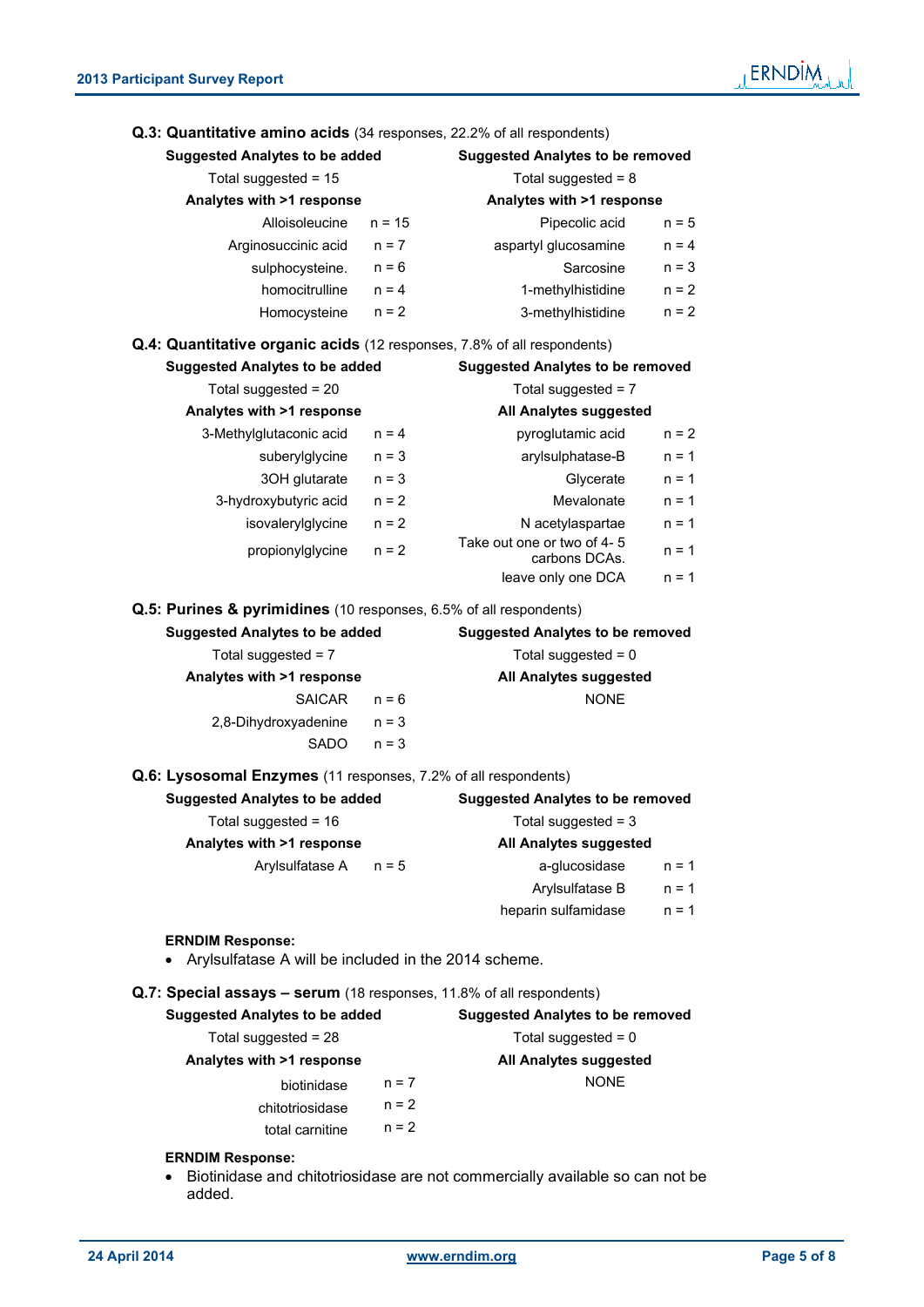**Q.3: Quantitative amino acids** (34 responses, 22.2% of all respondents)

| Suggested Analytes to be added | | Suggested Analytes to be removed | |
|---|---|---|---|
| Total suggested = 15 | | Total suggested = 8 | |
| **Analytes with >1 response** | | **Analytes with >1 response** | |
| Alloisoleucine | n = 15 | Pipecolic acid | n = 5 |
| Arginosuccinic acid | n = 7 | aspartyl glucosamine | n = 4 |
| sulphocysteine. | n = 6 | Sarcosine | n = 3 |
| homocitrulline | n = 4 | 1-methylhistidine | n = 2 |
| Homocysteine | n = 2 | 3-methylhistidine | n = 2 |

**Q.4: Quantitative organic acids** (12 responses, 7.8% of all respondents)

| Suggested Analytes to be added | | Suggested Analytes to be removed | |
|---|---|---|---|
| Total suggested = 20 | | Total suggested = 7 | |
| **Analytes with >1 response** | | **All Analytes suggested** | |
| 3-Methylglutaconic acid | n = 4 | pyroglutamic acid | n = 2 |
| suberylglycine | n = 3 | arylsulphatase-B | n = 1 |
| 3OH glutarate | n = 3 | Glycerate | n = 1 |
| 3-hydroxybutyric acid | n = 2 | Mevalonate | n = 1 |
| isovalerylglycine | n = 2 | N acetylaspartae | n = 1 |
| propionylglycine | n = 2 | Take out one or two of 4- 5 carbons DCAs. | n = 1 |
| | | leave only one DCA | n = 1 |

**Q.5: Purines & pyrimidines** (10 responses, 6.5% of all respondents)

| Suggested Analytes to be added | | Suggested Analytes to be removed | |
|---|---|---|---|
| Total suggested = 7 | | Total suggested = 0 | |
| **Analytes with >1 response** | | **All Analytes suggested** | |
| SAICAR | n = 6 | NONE | |
| 2,8-Dihydroxyadenine | n = 3 | | |
| SADO | n = 3 | | |

**Q.6: Lysosomal Enzymes** (11 responses, 7.2% of all respondents)

| Suggested Analytes to be added | | Suggested Analytes to be removed | |
|---|---|---|---|
| Total suggested = 16 | | Total suggested = 3 | |
| **Analytes with >1 response** | | **All Analytes suggested** | |
| Arylsulfatase A | n = 5 | a-glucosidase | n = 1 |
| | | Arylsulfatase B | n = 1 |
| | | heparin sulfamidase | n = 1 |

**ERNDIM Response:**

- Arylsulfatase A will be included in the 2014 scheme.

**Q.7: Special assays – serum** (18 responses, 11.8% of all respondents)

| Suggested Analytes to be added | | Suggested Analytes to be removed | |
|---|---|---|---|
| Total suggested = 28 | | Total suggested = 0 | |
| **Analytes with >1 response** | | **All Analytes suggested** | |
| biotinidase | n = 7 | NONE | |
| chitotriosidase | n = 2 | | |
| total carnitine | n = 2 | | |

**ERNDIM Response:**

- Biotinidase and chitotriosidase are not commercially available so can not be added.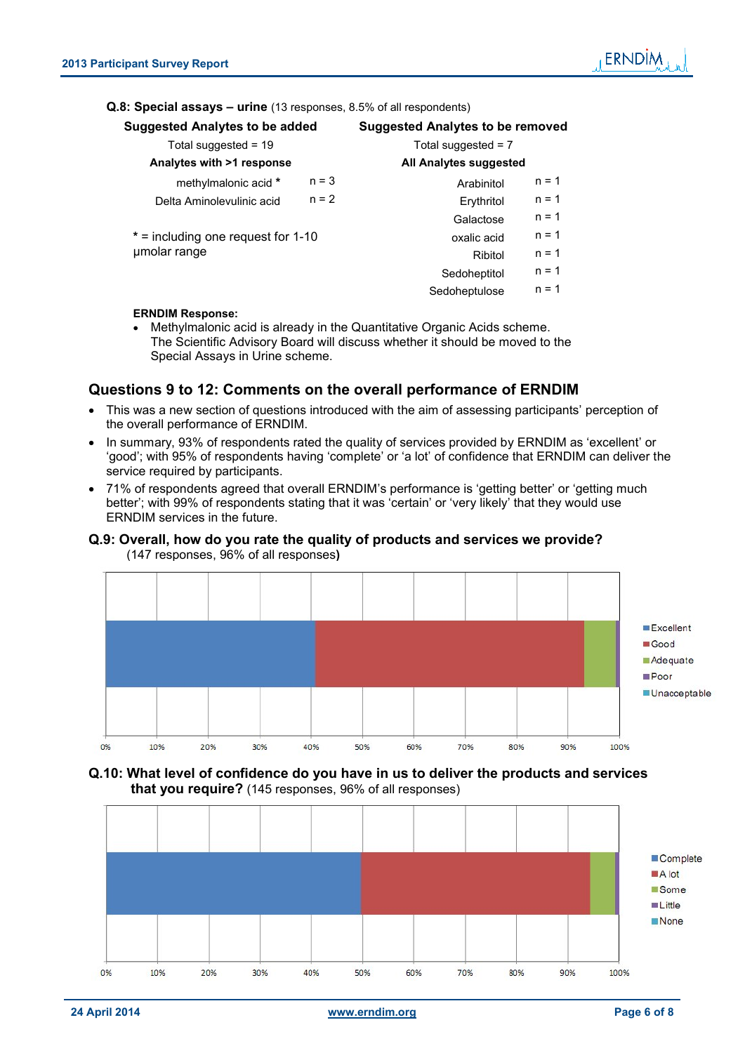**Q.8: Special assays – urine** (13 responses, 8.5% of all respondents)

**Suggested Analytes to be added**

Total suggested = 19

**Analytes with >1 response**

| Analyte | n |
|---|---|
| methylmalonic acid * | n = 3 |
| Delta Aminolevulinic acid | n = 2 |

* = including one request for 1-10 µmolar range

**Suggested Analytes to be removed**

Total suggested = 7

**All Analytes suggested**

| Analyte | n |
|---|---|
| Arabinitol | n = 1 |
| Erythritol | n = 1 |
| Galactose | n = 1 |
| oxalic acid | n = 1 |
| Ribitol | n = 1 |
| Sedoheptitol | n = 1 |
| Sedoheptulose | n = 1 |

**ERNDIM Response:**

- Methylmalonic acid is already in the Quantitative Organic Acids scheme. The Scientific Advisory Board will discuss whether it should be moved to the Special Assays in Urine scheme.

## Questions 9 to 12: Comments on the overall performance of ERNDIM

- This was a new section of questions introduced with the aim of assessing participants' perception of the overall performance of ERNDIM.
- In summary, 93% of respondents rated the quality of services provided by ERNDIM as 'excellent' or 'good'; with 95% of respondents having 'complete' or 'a lot' of confidence that ERNDIM can deliver the service required by participants.
- 71% of respondents agreed that overall ERNDIM's performance is 'getting better' or 'getting much better'; with 99% of respondents stating that it was 'certain' or 'very likely' that they would use ERNDIM services in the future.

**Q.9: Overall, how do you rate the quality of products and services we provide?** (147 responses, 96% of all responses)

**Q.10: What level of confidence do you have in us to deliver the products and services that you require?** (145 responses, 96% of all responses)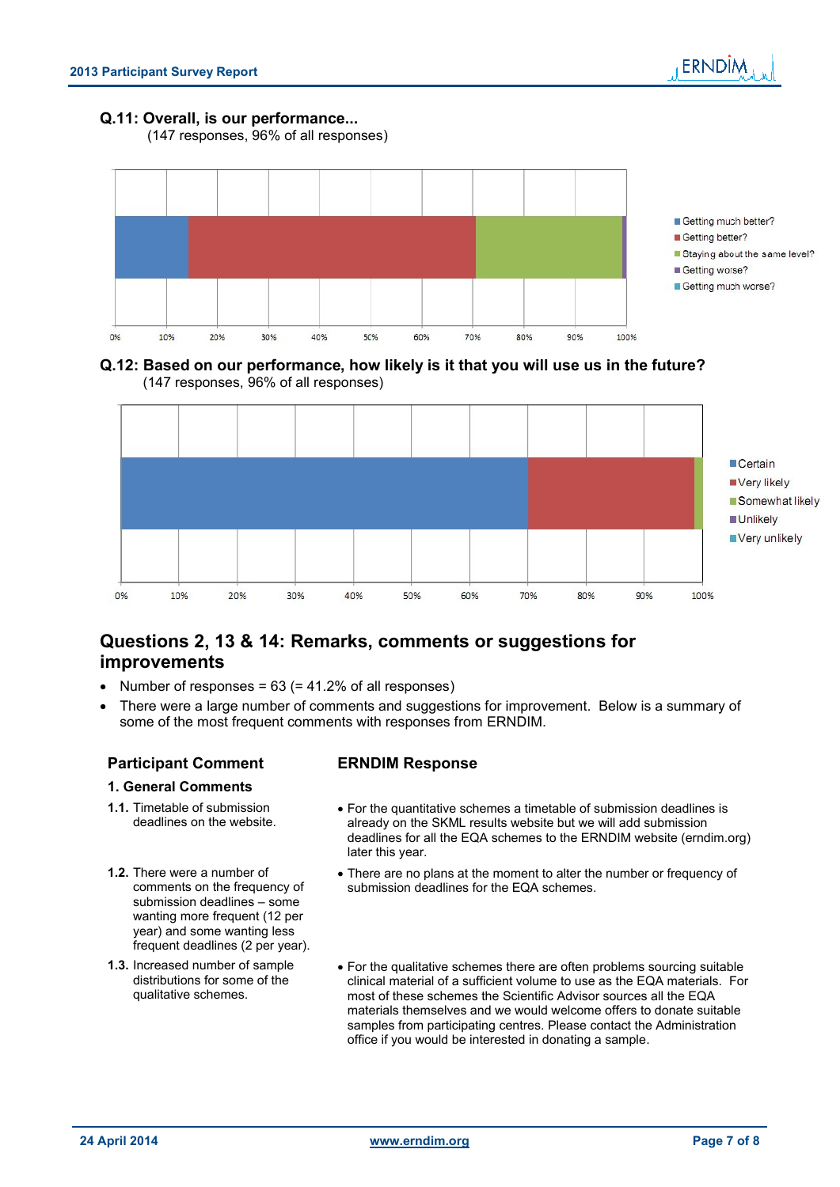## Q.11: Overall, is our performance...

(147 responses, 96% of all responses)

- Getting much better?
- Getting better?
- Staying about the same level?
- Getting worse?
- Getting much worse?

0% 10% 20% 30% 40% 50% 60% 70% 80% 90% 100%

## Q.12: Based on our performance, how likely is it that you will use us in the future?

(147 responses, 96% of all responses)

- Certain
- Very likely
- Somewhat likely
- Unlikely
- Very unlikely

0% 10% 20% 30% 40% 50% 60% 70% 80% 90% 100%

## Questions 2, 13 & 14: Remarks, comments or suggestions for improvements

- Number of responses = 63 (= 41.2% of all responses)
- There were a large number of comments and suggestions for improvement. Below is a summary of some of the most frequent comments with responses from ERNDIM.

| Participant Comment | ERNDIM Response |
|---|---|
| **1. General Comments** | |
| **1.1.** Timetable of submission deadlines on the website. | • For the quantitative schemes a timetable of submission deadlines is already on the SKML results website but we will add submission deadlines for all the EQA schemes to the ERNDIM website (erndim.org) later this year. |
| **1.2.** There were a number of comments on the frequency of submission deadlines – some wanting more frequent (12 per year) and some wanting less frequent deadlines (2 per year). | • There are no plans at the moment to alter the number or frequency of submission deadlines for the EQA schemes. |
| **1.3.** Increased number of sample distributions for some of the qualitative schemes. | • For the qualitative schemes there are often problems sourcing suitable clinical material of a sufficient volume to use as the EQA materials. For most of these schemes the Scientific Advisor sources all the EQA materials themselves and we would welcome offers to donate suitable samples from participating centres. Please contact the Administration office if you would be interested in donating a sample. |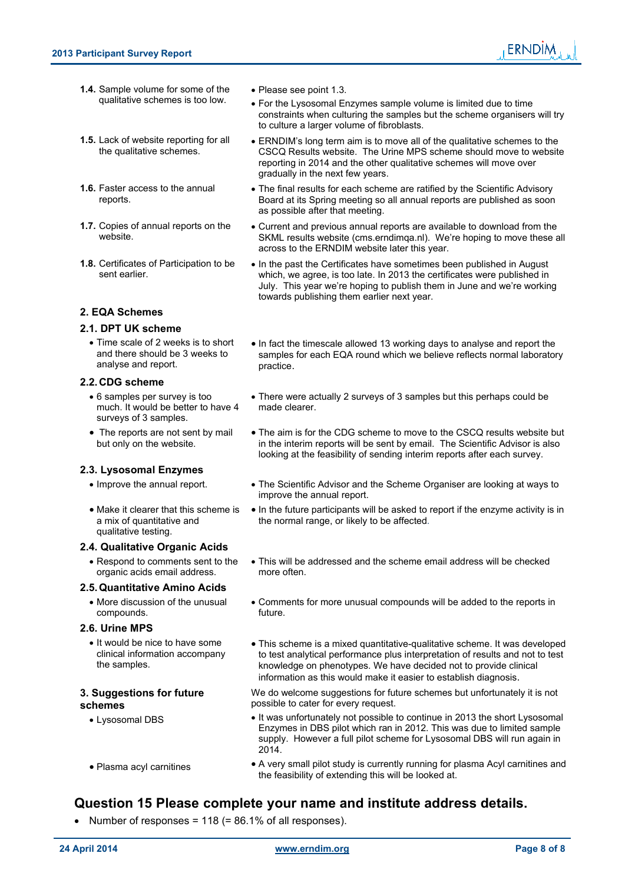**1.4.** Sample volume for some of the qualitative schemes is too low.

- Please see point 1.3.
- For the Lysosomal Enzymes sample volume is limited due to time constraints when culturing the samples but the scheme organisers will try to culture a larger volume of fibroblasts.

**1.5.** Lack of website reporting for all the qualitative schemes.

- ERNDIM's long term aim is to move all of the qualitative schemes to the CSCQ Results website. The Urine MPS scheme should move to website reporting in 2014 and the other qualitative schemes will move over gradually in the next few years.

**1.6.** Faster access to the annual reports.

- The final results for each scheme are ratified by the Scientific Advisory Board at its Spring meeting so all annual reports are published as soon as possible after that meeting.

**1.7.** Copies of annual reports on the website.

- Current and previous annual reports are available to download from the SKML results website (cms.erndimqa.nl). We're hoping to move these all across to the ERNDIM website later this year.

**1.8.** Certificates of Participation to be sent earlier.

- In the past the Certificates have sometimes been published in August which, we agree, is too late. In 2013 the certificates were published in July. This year we're hoping to publish them in June and we're working towards publishing them earlier next year.

## 2. EQA Schemes

### 2.1. DPT UK scheme

- Time scale of 2 weeks is to short and there should be 3 weeks to analyse and report.
  - In fact the timescale allowed 13 working days to analyse and report the samples for each EQA round which we believe reflects normal laboratory practice.

### 2.2. CDG scheme

- 6 samples per survey is too much. It would be better to have 4 surveys of 3 samples.
  - There were actually 2 surveys of 3 samples but this perhaps could be made clearer.
- The reports are not sent by mail but only on the website.
  - The aim is for the CDG scheme to move to the CSCQ results website but in the interim reports will be sent by email. The Scientific Advisor is also looking at the feasibility of sending interim reports after each survey.

### 2.3. Lysosomal Enzymes

- Improve the annual report.
  - The Scientific Advisor and the Scheme Organiser are looking at ways to improve the annual report.
- Make it clearer that this scheme is a mix of quantitative and qualitative testing.
  - In the future participants will be asked to report if the enzyme activity is in the normal range, or likely to be affected.

### 2.4. Qualitative Organic Acids

- Respond to comments sent to the organic acids email address.
  - This will be addressed and the scheme email address will be checked more often.

### 2.5. Quantitative Amino Acids

- More discussion of the unusual compounds.
  - Comments for more unusual compounds will be added to the reports in future.

### 2.6. Urine MPS

- It would be nice to have some clinical information accompany the samples.
  - This scheme is a mixed quantitative-qualitative scheme. It was developed to test analytical performance plus interpretation of results and not to test knowledge on phenotypes. We have decided not to provide clinical information as this would make it easier to establish diagnosis.

## 3. Suggestions for future schemes

We do welcome suggestions for future schemes but unfortunately it is not possible to cater for every request.

- Lysosomal DBS
  - It was unfortunately not possible to continue in 2013 the short Lysosomal Enzymes in DBS pilot which ran in 2012. This was due to limited sample supply. However a full pilot scheme for Lysosomal DBS will run again in 2014.
- Plasma acyl carnitines
  - A very small pilot study is currently running for plasma Acyl carnitines and the feasibility of extending this will be looked at.

# Question 15 Please complete your name and institute address details.

- Number of responses = 118 (= 86.1% of all responses).